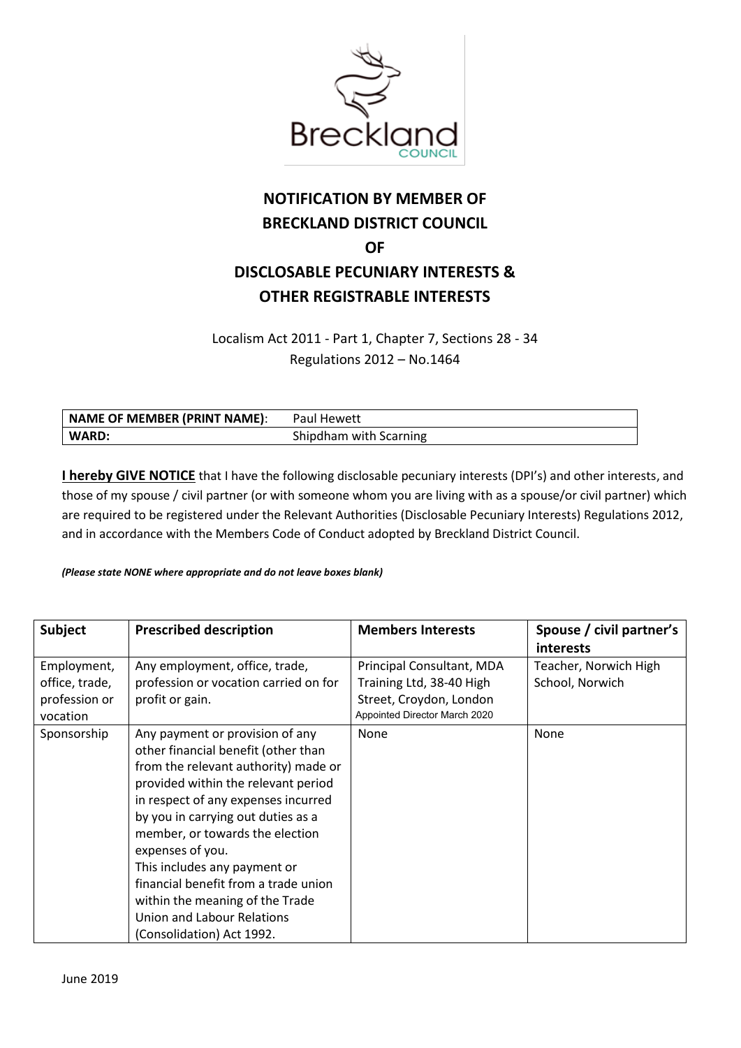# NOTIFICATION BY MEMBER OF BRECKLAND DISTRICT COUNCIL OF DISCLOSABLE PECUNIARY INTERESTS & OTHER REGISTRABLE INTERESTS

Localism Act 2011 - Part 1, Chapter 7, Sections 28 - 34
Regulations 2012 – No.1464

| **NAME OF MEMBER (PRINT NAME)**: | Paul Hewett |
|---|---|
| **WARD:** | Shipdham with Scarning |

**I hereby GIVE NOTICE** that I have the following disclosable pecuniary interests (DPI's) and other interests, and those of my spouse / civil partner (or with someone whom you are living with as a spouse/or civil partner) which are required to be registered under the Relevant Authorities (Disclosable Pecuniary Interests) Regulations 2012, and in accordance with the Members Code of Conduct adopted by Breckland District Council.

***(Please state NONE where appropriate and do not leave boxes blank)***

| **Subject** | **Prescribed description** | **Members Interests** | **Spouse / civil partner's interests** |
|---|---|---|---|
| Employment, office, trade, profession or vocation | Any employment, office, trade, profession or vocation carried on for profit or gain. | Principal Consultant, MDA Training Ltd, 38-40 High Street, Croydon, London<br>Appointed Director March 2020 | Teacher, Norwich High School, Norwich |
| Sponsorship | Any payment or provision of any other financial benefit (other than from the relevant authority) made or provided within the relevant period in respect of any expenses incurred by you in carrying out duties as a member, or towards the election expenses of you.<br>This includes any payment or financial benefit from a trade union within the meaning of the Trade Union and Labour Relations (Consolidation) Act 1992. | None | None |

June 2019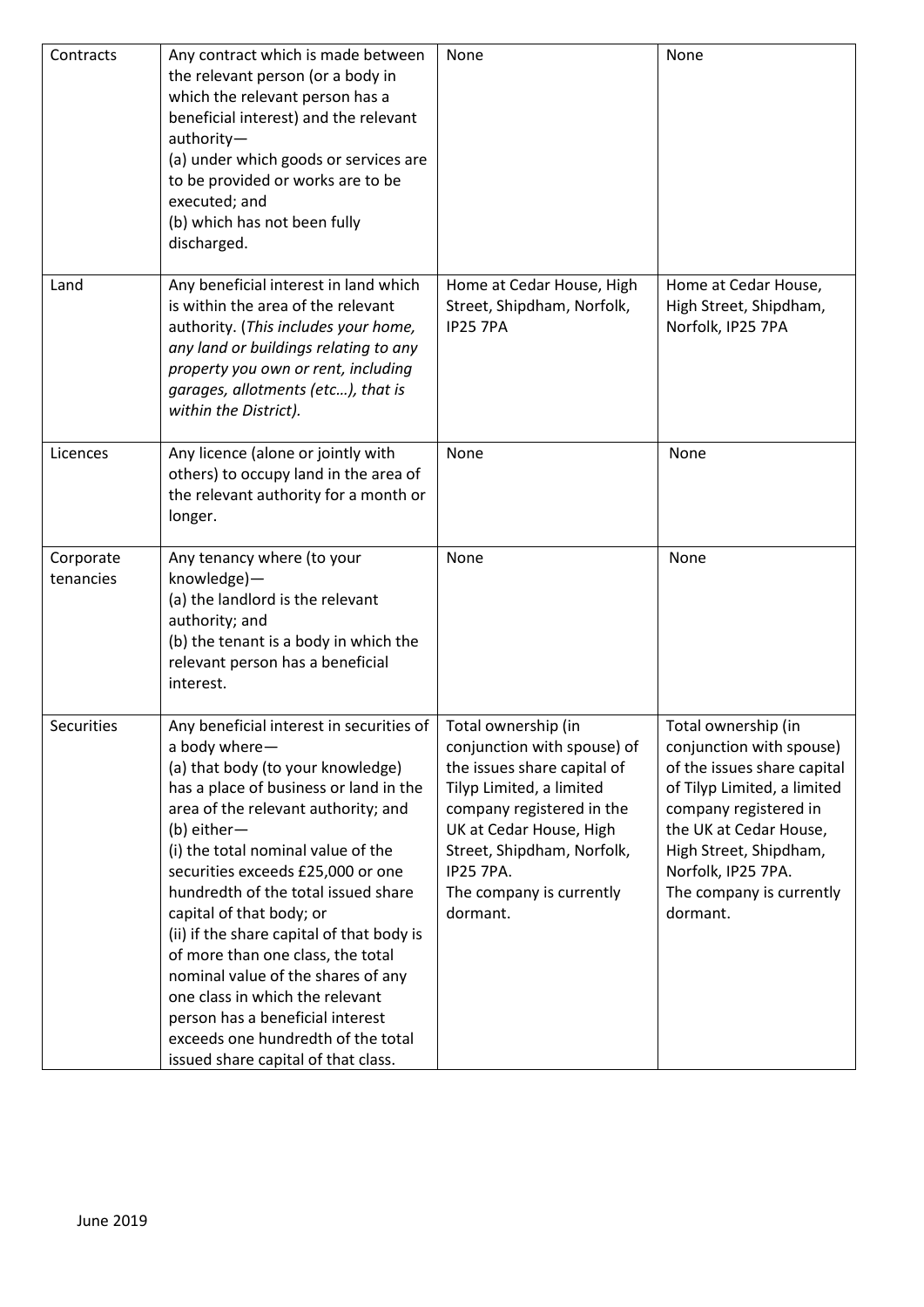| Contracts | Any contract which is made between the relevant person (or a body in which the relevant person has a beneficial interest) and the relevant authority—<br>(a) under which goods or services are to be provided or works are to be executed; and<br>(b) which has not been fully discharged. | None | None |
|---|---|---|---|
| Land | Any beneficial interest in land which is within the area of the relevant authority. (*This includes your home, any land or buildings relating to any property you own or rent, including garages, allotments (etc…), that is within the District).* | Home at Cedar House, High Street, Shipdham, Norfolk, IP25 7PA | Home at Cedar House, High Street, Shipdham, Norfolk, IP25 7PA |
| Licences | Any licence (alone or jointly with others) to occupy land in the area of the relevant authority for a month or longer. | None | None |
| Corporate tenancies | Any tenancy where (to your knowledge)—<br>(a) the landlord is the relevant authority; and<br>(b) the tenant is a body in which the relevant person has a beneficial interest. | None | None |
| Securities | Any beneficial interest in securities of a body where—<br>(a) that body (to your knowledge) has a place of business or land in the area of the relevant authority; and<br>(b) either—<br>(i) the total nominal value of the securities exceeds £25,000 or one hundredth of the total issued share capital of that body; or<br>(ii) if the share capital of that body is of more than one class, the total nominal value of the shares of any one class in which the relevant person has a beneficial interest exceeds one hundredth of the total issued share capital of that class. | Total ownership (in conjunction with spouse) of the issues share capital of Tilyp Limited, a limited company registered in the UK at Cedar House, High Street, Shipdham, Norfolk, IP25 7PA.<br>The company is currently dormant. | Total ownership (in conjunction with spouse) of the issues share capital of Tilyp Limited, a limited company registered in the UK at Cedar House, High Street, Shipdham, Norfolk, IP25 7PA.<br>The company is currently dormant. |

June 2019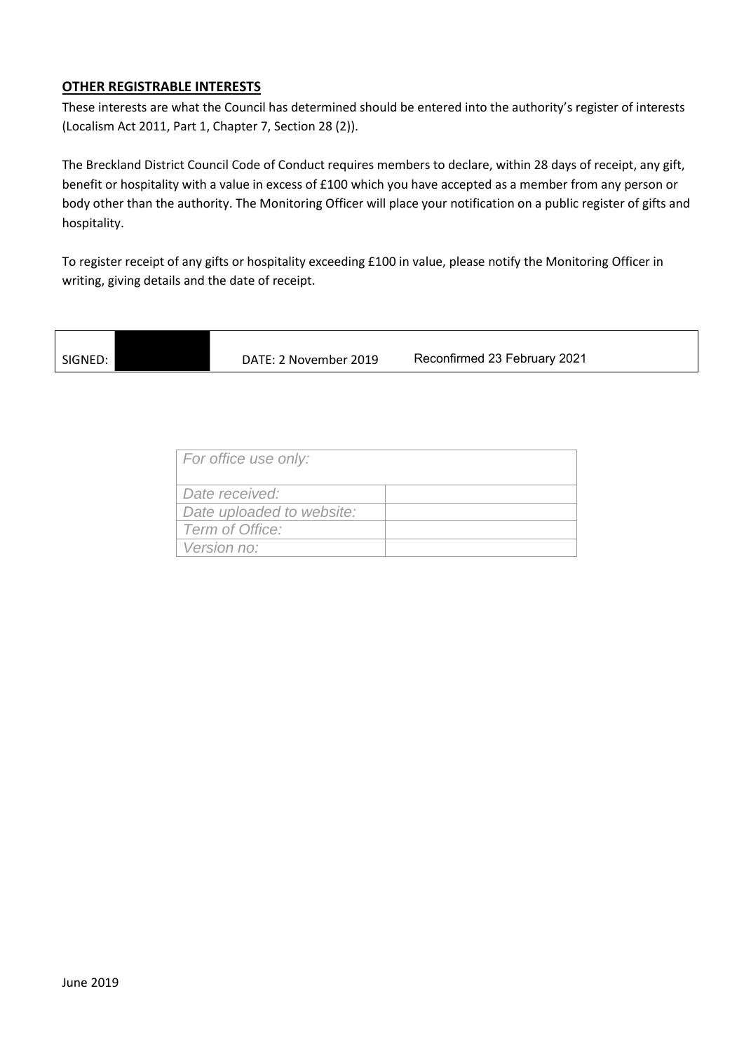**OTHER REGISTRABLE INTERESTS**

These interests are what the Council has determined should be entered into the authority's register of interests (Localism Act 2011, Part 1, Chapter 7, Section 28 (2)).

The Breckland District Council Code of Conduct requires members to declare, within 28 days of receipt, any gift, benefit or hospitality with a value in excess of £100 which you have accepted as a member from any person or body other than the authority. The Monitoring Officer will place your notification on a public register of gifts and hospitality.

To register receipt of any gifts or hospitality exceeding £100 in value, please notify the Monitoring Officer in writing, giving details and the date of receipt.

| SIGNED: | | DATE: 2 November 2019 | Reconfirmed 23 February 2021 |
|---|---|---|---|

| *For office use only:* | |
|---|---|
| *Date received:* | |
| *Date uploaded to website:* | |
| *Term of Office:* | |
| *Version no:* | |

June 2019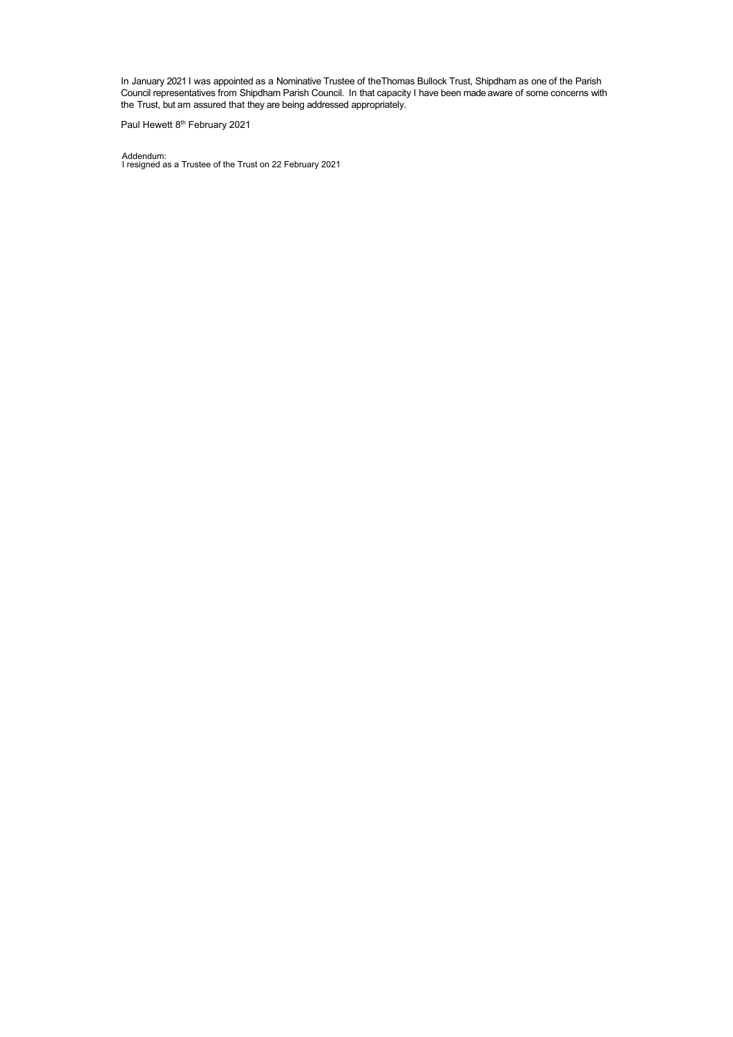In January 2021 I was appointed as a Nominative Trustee of theThomas Bullock Trust, Shipdham as one of the Parish Council representatives from Shipdham Parish Council. In that capacity I have been made aware of some concerns with the Trust, but am assured that they are being addressed appropriately.

Paul Hewett 8th February 2021

Addendum:
I resigned as a Trustee of the Trust on 22 February 2021